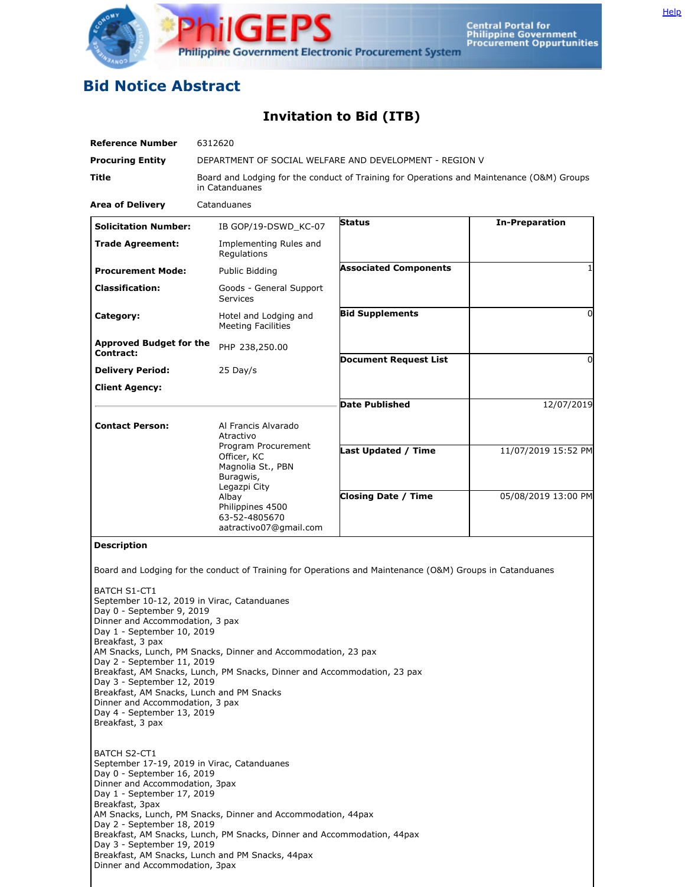# Bid Notice Abstract

## Invitation to Bid (ITB)

| | |
|---|---|
| **Reference Number** | 6312620 |
| **Procuring Entity** | DEPARTMENT OF SOCIAL WELFARE AND DEVELOPMENT - REGION V |
| **Title** | Board and Lodging for the conduct of Training for Operations and Maintenance (O&M) Groups in Catanduanes |
| **Area of Delivery** | Catanduanes |

| | | | |
|---|---|---|---|
| **Solicitation Number:** | IB GOP/19-DSWD_KC-07 | **Status** | **In-Preparation** |
| **Trade Agreement:** | Implementing Rules and Regulations | | |
| **Procurement Mode:** | Public Bidding | **Associated Components** | 1 |
| **Classification:** | Goods - General Support Services | | |
| **Category:** | Hotel and Lodging and Meeting Facilities | **Bid Supplements** | 0 |
| **Approved Budget for the Contract:** | PHP 238,250.00 | **Document Request List** | 0 |
| **Delivery Period:** | 25 Day/s | | |
| **Client Agency:** | | **Date Published** | 12/07/2019 |
| **Contact Person:** | Al Francis Alvarado Atractivo<br>Program Procurement Officer, KC<br>Magnolia St., PBN Buragwis,<br>Legazpi City<br>Albay<br>Philippines 4500<br>63-52-4805670<br>aatractivo07@gmail.com | **Last Updated / Time** | 11/07/2019 15:52 PM |
| | | **Closing Date / Time** | 05/08/2019 13:00 PM |

**Description**

Board and Lodging for the conduct of Training for Operations and Maintenance (O&M) Groups in Catanduanes

BATCH S1-CT1
September 10-12, 2019 in Virac, Catanduanes
Day 0 - September 9, 2019
Dinner and Accommodation, 3 pax
Day 1 - September 10, 2019
Breakfast, 3 pax
AM Snacks, Lunch, PM Snacks, Dinner and Accommodation, 23 pax
Day 2 - September 11, 2019
Breakfast, AM Snacks, Lunch, PM Snacks, Dinner and Accommodation, 23 pax
Day 3 - September 12, 2019
Breakfast, AM Snacks, Lunch and PM Snacks
Dinner and Accommodation, 3 pax
Day 4 - September 13, 2019
Breakfast, 3 pax

BATCH S2-CT1
September 17-19, 2019 in Virac, Catanduanes
Day 0 - September 16, 2019
Dinner and Accommodation, 3pax
Day 1 - September 17, 2019
Breakfast, 3pax
AM Snacks, Lunch, PM Snacks, Dinner and Accommodation, 44pax
Day 2 - September 18, 2019
Breakfast, AM Snacks, Lunch, PM Snacks, Dinner and Accommodation, 44pax
Day 3 - September 19, 2019
Breakfast, AM Snacks, Lunch and PM Snacks, 44pax
Dinner and Accommodation, 3pax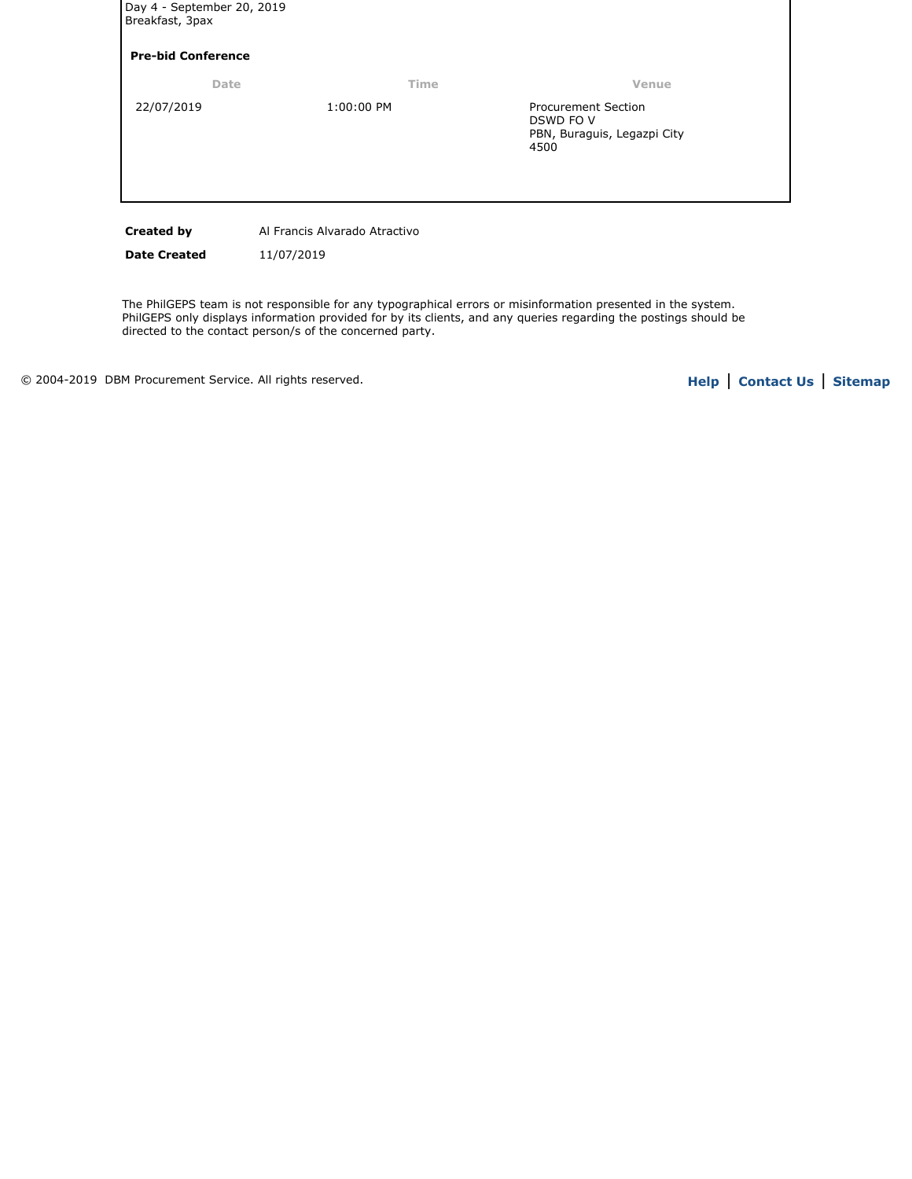Day 4 - September 20, 2019
Breakfast, 3pax

**Pre-bid Conference**

| Date | Time | Venue |
|---|---|---|
| 22/07/2019 | 1:00:00 PM | Procurement Section<br>DSWD FO V<br>PBN, Buraguis, Legazpi City<br>4500 |

| | |
|---|---|
| **Created by** | Al Francis Alvarado Atractivo |
| **Date Created** | 11/07/2019 |

The PhilGEPS team is not responsible for any typographical errors or misinformation presented in the system. PhilGEPS only displays information provided for by its clients, and any queries regarding the postings should be directed to the contact person/s of the concerned party.

© 2004-2019 DBM Procurement Service. All rights reserved.

**Help** | **Contact Us** | **Sitemap**